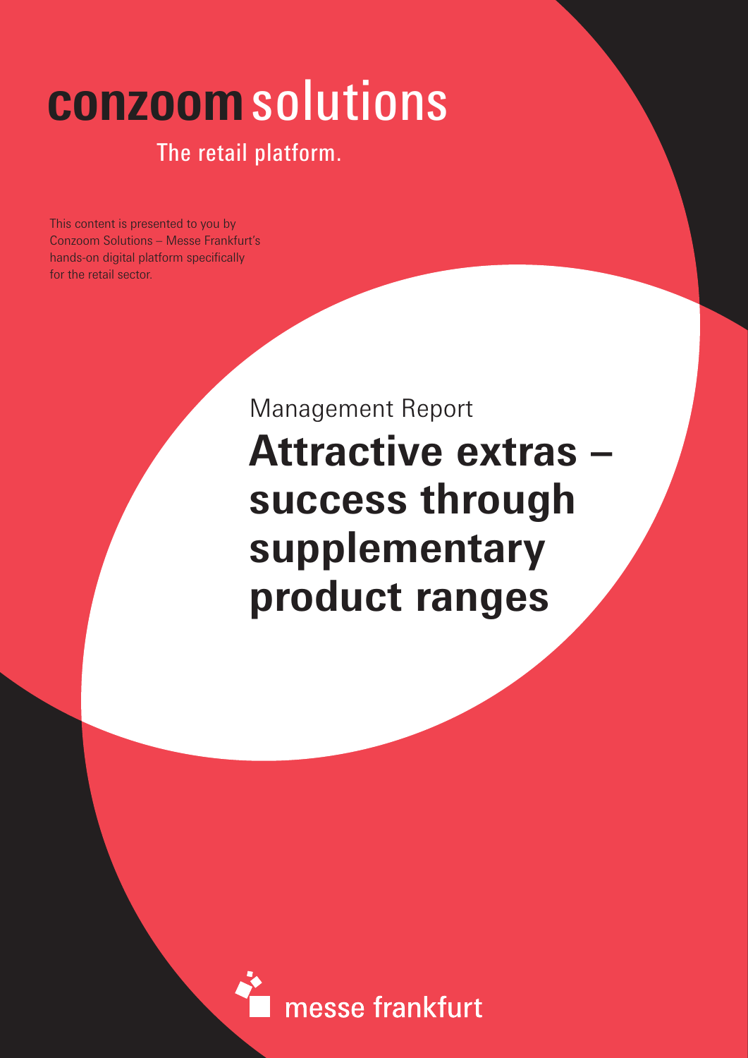# conzoom solutions

The retail platform.

This content is presented to you by Conzoom Solutions – Messe Frankfurt's hands-on digital platform specifically for the retail sector.

Management Report

## Attractive extras – success through supplementary product ranges

messe frankfurt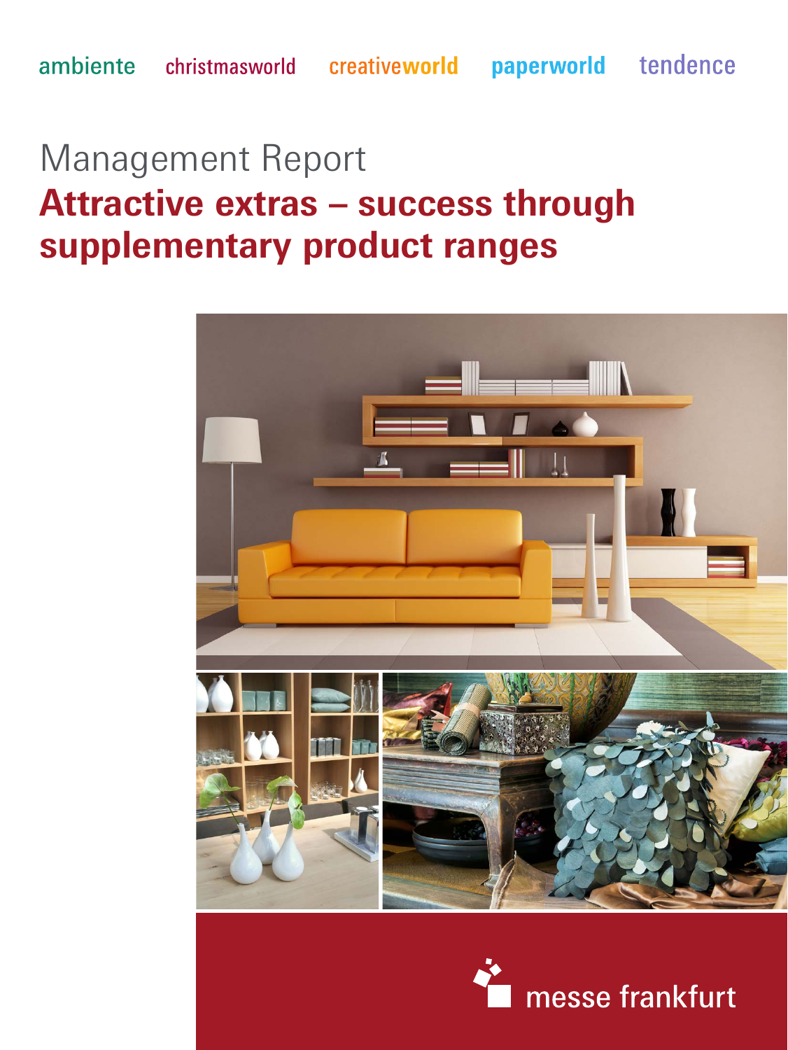ambiente christmasworld creativeworld paperworld tendence

# Management Report

## Attractive extras – success through supplementary product ranges

messe frankfurt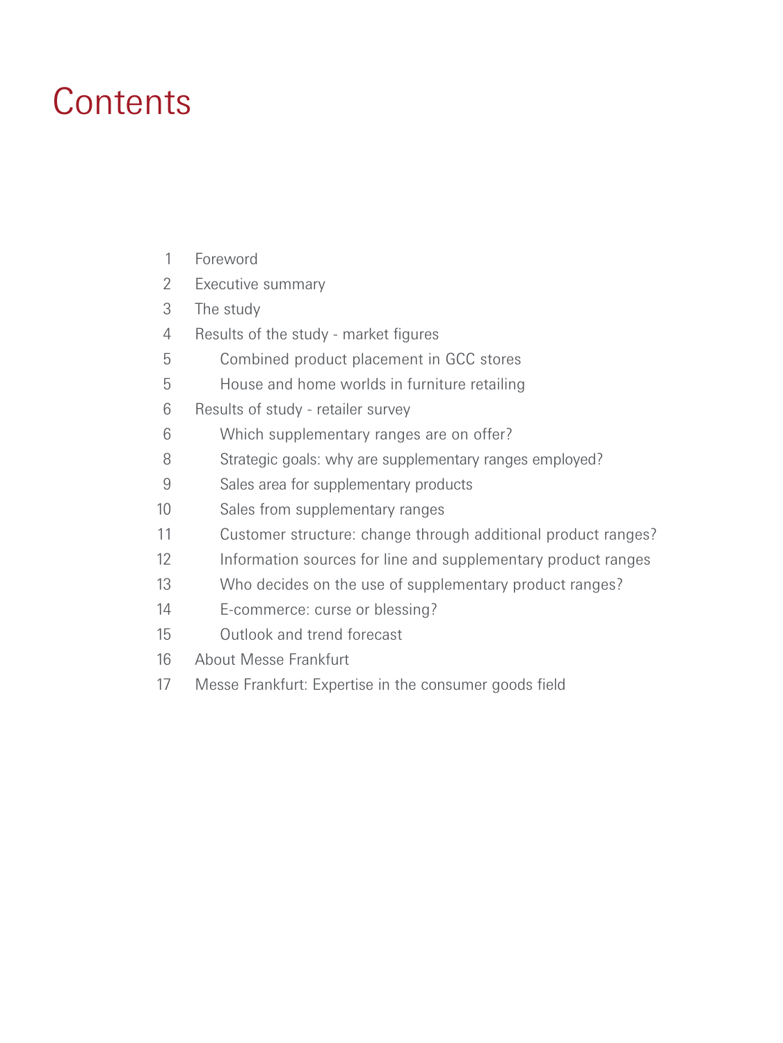# Contents

| | |
|---|---|
| 1 | Foreword |
| 2 | Executive summary |
| 3 | The study |
| 4 | Results of the study - market figures |
| 5 | Combined product placement in GCC stores |
| 5 | House and home worlds in furniture retailing |
| 6 | Results of study - retailer survey |
| 6 | Which supplementary ranges are on offer? |
| 8 | Strategic goals: why are supplementary ranges employed? |
| 9 | Sales area for supplementary products |
| 10 | Sales from supplementary ranges |
| 11 | Customer structure: change through additional product ranges? |
| 12 | Information sources for line and supplementary product ranges |
| 13 | Who decides on the use of supplementary product ranges? |
| 14 | E-commerce: curse or blessing? |
| 15 | Outlook and trend forecast |
| 16 | About Messe Frankfurt |
| 17 | Messe Frankfurt: Expertise in the consumer goods field |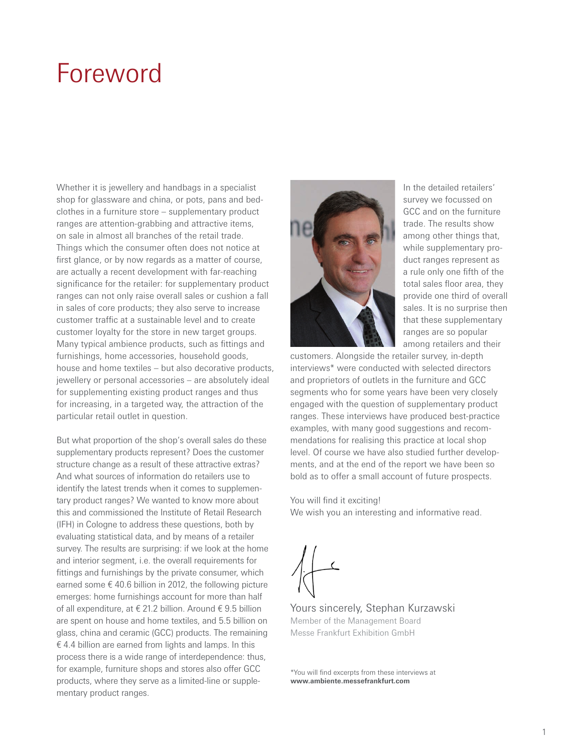# Foreword

Whether it is jewellery and handbags in a specialist shop for glassware and china, or pots, pans and bedclothes in a furniture store – supplementary product ranges are attention-grabbing and attractive items, on sale in almost all branches of the retail trade. Things which the consumer often does not notice at first glance, or by now regards as a matter of course, are actually a recent development with far-reaching significance for the retailer: for supplementary product ranges can not only raise overall sales or cushion a fall in sales of core products; they also serve to increase customer traffic at a sustainable level and to create customer loyalty for the store in new target groups. Many typical ambience products, such as fittings and furnishings, home accessories, household goods, house and home textiles – but also decorative products, jewellery or personal accessories – are absolutely ideal for supplementing existing product ranges and thus for increasing, in a targeted way, the attraction of the particular retail outlet in question.

But what proportion of the shop's overall sales do these supplementary products represent? Does the customer structure change as a result of these attractive extras? And what sources of information do retailers use to identify the latest trends when it comes to supplementary product ranges? We wanted to know more about this and commissioned the Institute of Retail Research (IFH) in Cologne to address these questions, both by evaluating statistical data, and by means of a retailer survey. The results are surprising: if we look at the home and interior segment, i.e. the overall requirements for fittings and furnishings by the private consumer, which earned some € 40.6 billion in 2012, the following picture emerges: home furnishings account for more than half of all expenditure, at € 21.2 billion. Around € 9.5 billion are spent on house and home textiles, and 5.5 billion on glass, china and ceramic (GCC) products. The remaining € 4.4 billion are earned from lights and lamps. In this process there is a wide range of interdependence: thus, for example, furniture shops and stores also offer GCC products, where they serve as a limited-line or supplementary product ranges.

In the detailed retailers' survey we focussed on GCC and on the furniture trade. The results show among other things that, while supplementary product ranges represent as a rule only one fifth of the total sales floor area, they provide one third of overall sales. It is no surprise then that these supplementary ranges are so popular among retailers and their customers. Alongside the retailer survey, in-depth interviews* were conducted with selected directors and proprietors of outlets in the furniture and GCC segments who for some years have been very closely engaged with the question of supplementary product ranges. These interviews have produced best-practice examples, with many good suggestions and recommendations for realising this practice at local shop level. Of course we have also studied further developments, and at the end of the report we have been so bold as to offer a small account of future prospects.

You will find it exciting!
We wish you an interesting and informative read.

Yours sincerely, Stephan Kurzawski
Member of the Management Board
Messe Frankfurt Exhibition GmbH

*You will find excerpts from these interviews at **www.ambiente.messefrankfurt.com**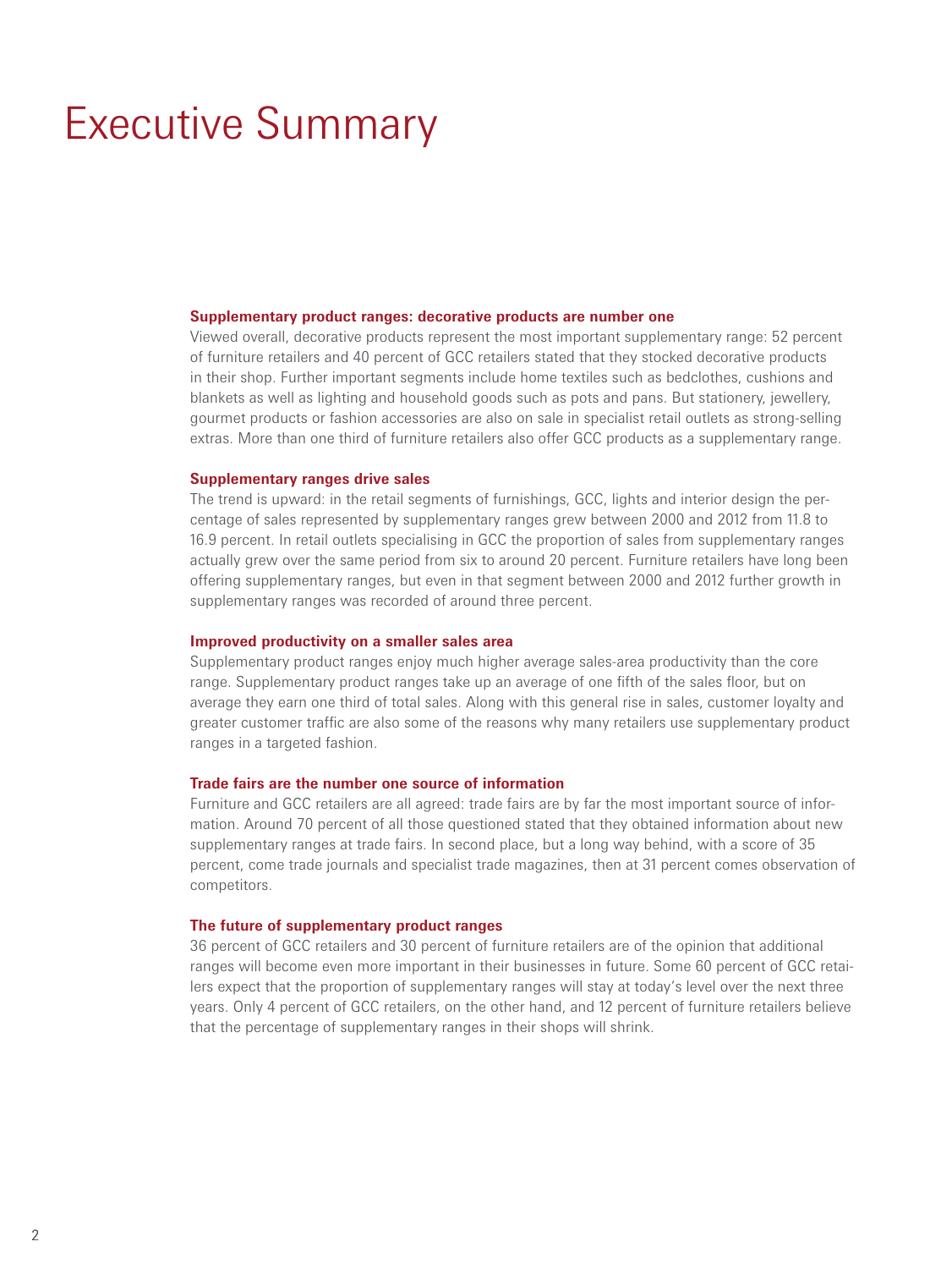# Executive Summary

**Supplementary product ranges: decorative products are number one**

Viewed overall, decorative products represent the most important supplementary range: 52 percent of furniture retailers and 40 percent of GCC retailers stated that they stocked decorative products in their shop. Further important segments include home textiles such as bedclothes, cushions and blankets as well as lighting and household goods such as pots and pans. But stationery, jewellery, gourmet products or fashion accessories are also on sale in specialist retail outlets as strong-selling extras. More than one third of furniture retailers also offer GCC products as a supplementary range.

**Supplementary ranges drive sales**

The trend is upward: in the retail segments of furnishings, GCC, lights and interior design the percentage of sales represented by supplementary ranges grew between 2000 and 2012 from 11.8 to 16.9 percent. In retail outlets specialising in GCC the proportion of sales from supplementary ranges actually grew over the same period from six to around 20 percent. Furniture retailers have long been offering supplementary ranges, but even in that segment between 2000 and 2012 further growth in supplementary ranges was recorded of around three percent.

**Improved productivity on a smaller sales area**

Supplementary product ranges enjoy much higher average sales-area productivity than the core range. Supplementary product ranges take up an average of one fifth of the sales floor, but on average they earn one third of total sales. Along with this general rise in sales, customer loyalty and greater customer traffic are also some of the reasons why many retailers use supplementary product ranges in a targeted fashion.

**Trade fairs are the number one source of information**

Furniture and GCC retailers are all agreed: trade fairs are by far the most important source of information. Around 70 percent of all those questioned stated that they obtained information about new supplementary ranges at trade fairs. In second place, but a long way behind, with a score of 35 percent, come trade journals and specialist trade magazines, then at 31 percent comes observation of competitors.

**The future of supplementary product ranges**

36 percent of GCC retailers and 30 percent of furniture retailers are of the opinion that additional ranges will become even more important in their businesses in future. Some 60 percent of GCC retailers expect that the proportion of supplementary ranges will stay at today's level over the next three years. Only 4 percent of GCC retailers, on the other hand, and 12 percent of furniture retailers believe that the percentage of supplementary ranges in their shops will shrink.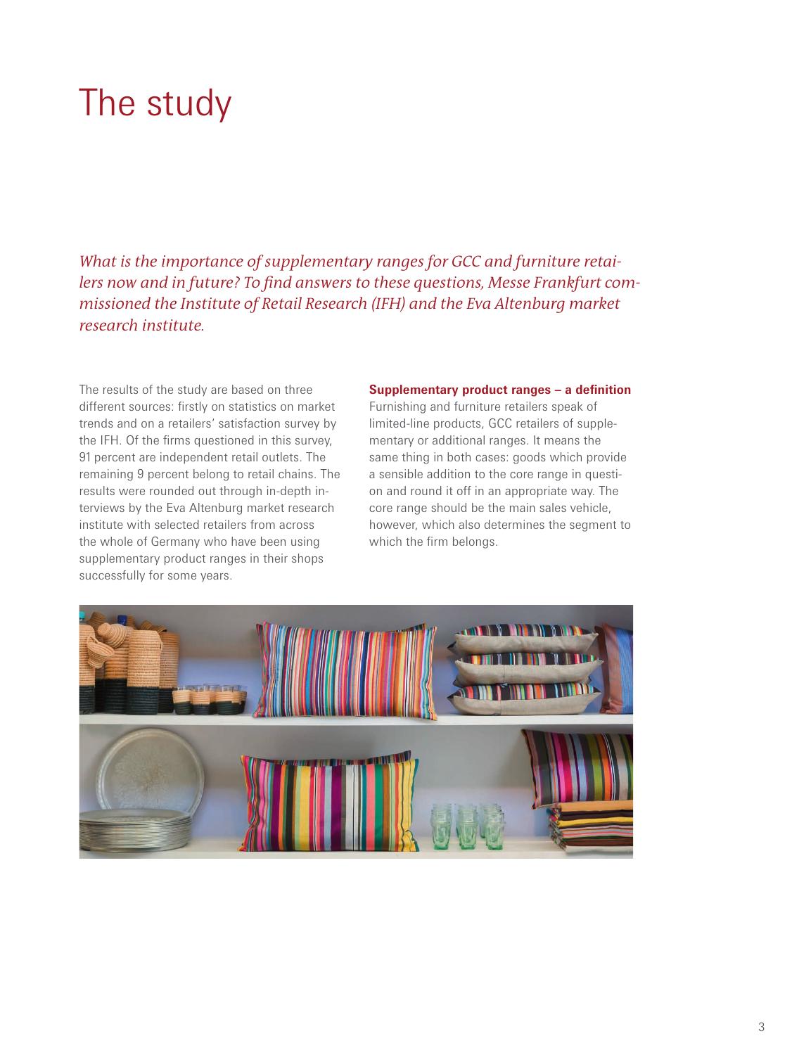# The study

*What is the importance of supplementary ranges for GCC and furniture retailers now and in future? To find answers to these questions, Messe Frankfurt commissioned the Institute of Retail Research (IFH) and the Eva Altenburg market research institute.*

The results of the study are based on three different sources: firstly on statistics on market trends and on a retailers' satisfaction survey by the IFH. Of the firms questioned in this survey, 91 percent are independent retail outlets. The remaining 9 percent belong to retail chains. The results were rounded out through in-depth interviews by the Eva Altenburg market research institute with selected retailers from across the whole of Germany who have been using supplementary product ranges in their shops successfully for some years.

**Supplementary product ranges – a definition**

Furnishing and furniture retailers speak of limited-line products, GCC retailers of supplementary or additional ranges. It means the same thing in both cases: goods which provide a sensible addition to the core range in question and round it off in an appropriate way. The core range should be the main sales vehicle, however, which also determines the segment to which the firm belongs.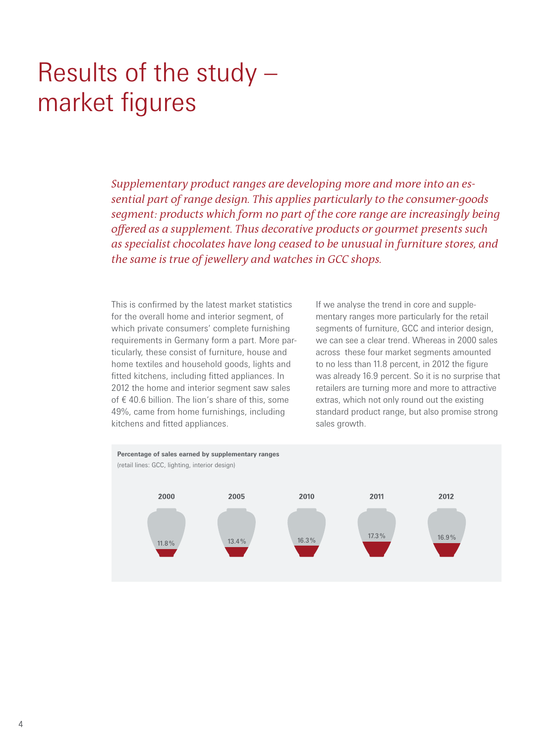# Results of the study – market figures

*Supplementary product ranges are developing more and more into an essential part of range design. This applies particularly to the consumer-goods segment: products which form no part of the core range are increasingly being offered as a supplement. Thus decorative products or gourmet presents such as specialist chocolates have long ceased to be unusual in furniture stores, and the same is true of jewellery and watches in GCC shops.*

This is confirmed by the latest market statistics for the overall home and interior segment, of which private consumers' complete furnishing requirements in Germany form a part. More particularly, these consist of furniture, house and home textiles and household goods, lights and fitted kitchens, including fitted appliances. In 2012 the home and interior segment saw sales of € 40.6 billion. The lion's share of this, some 49%, came from home furnishings, including kitchens and fitted appliances.

If we analyse the trend in core and supplementary ranges more particularly for the retail segments of furniture, GCC and interior design, we can see a clear trend. Whereas in 2000 sales across these four market segments amounted to no less than 11.8 percent, in 2012 the figure was already 16.9 percent. So it is no surprise that retailers are turning more and more to attractive extras, which not only round out the existing standard product range, but also promise strong sales growth.

**Percentage of sales earned by supplementary ranges**
(retail lines: GCC, lighting, interior design)

| 2000 | 2005 | 2010 | 2011 | 2012 |
|---|---|---|---|---|
| 11.8% | 13.4% | 16.3% | 17.3% | 16.9% |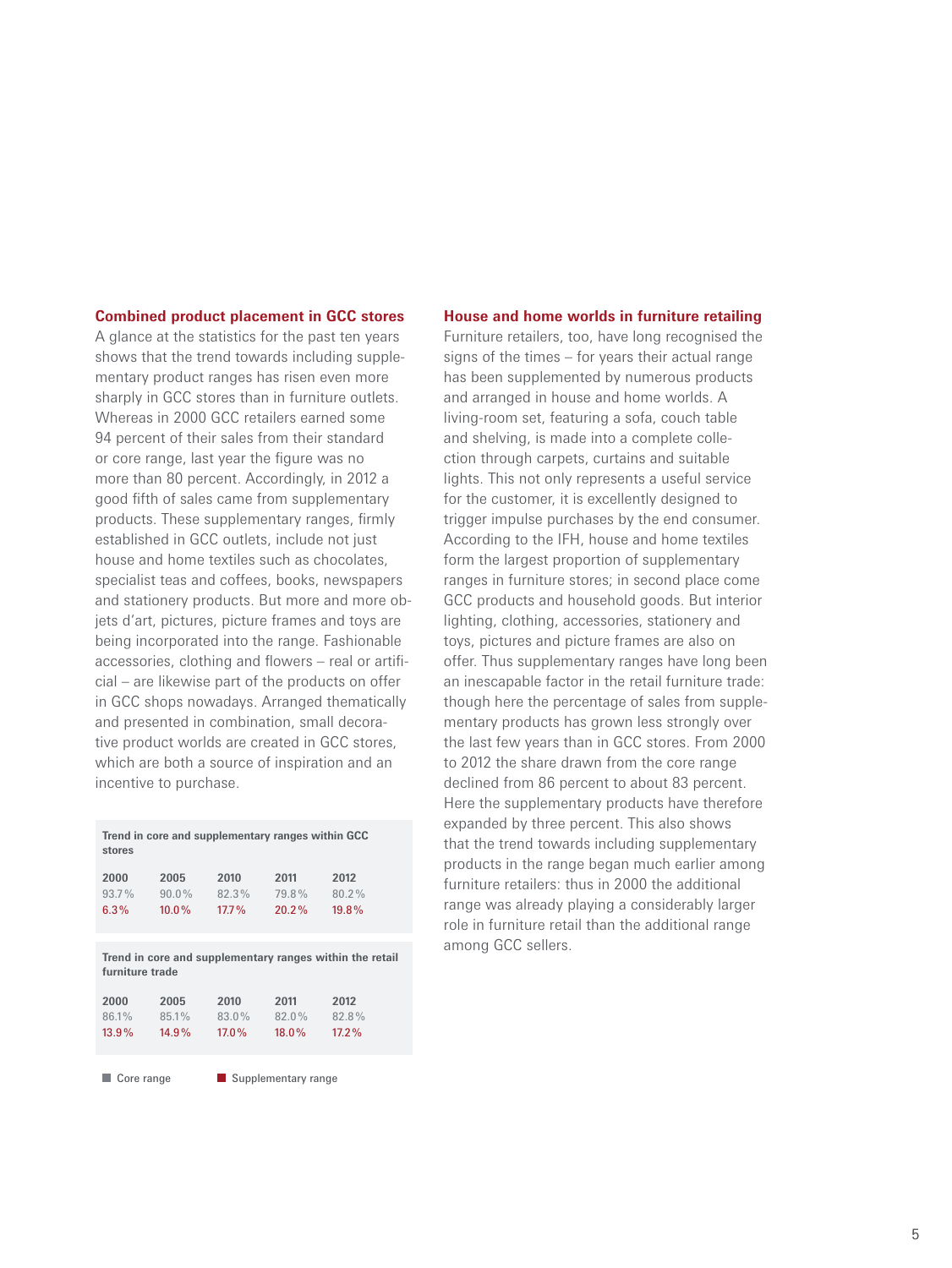## Combined product placement in GCC stores

A glance at the statistics for the past ten years shows that the trend towards including supplementary product ranges has risen even more sharply in GCC stores than in furniture outlets. Whereas in 2000 GCC retailers earned some 94 percent of their sales from their standard or core range, last year the figure was no more than 80 percent. Accordingly, in 2012 a good fifth of sales came from supplementary products. These supplementary ranges, firmly established in GCC outlets, include not just house and home textiles such as chocolates, specialist teas and coffees, books, newspapers and stationery products. But more and more objets d'art, pictures, picture frames and toys are being incorporated into the range. Fashionable accessories, clothing and flowers – real or artificial – are likewise part of the products on offer in GCC shops nowadays. Arranged thematically and presented in combination, small decorative product worlds are created in GCC stores, which are both a source of inspiration and an incentive to purchase.

**Trend in core and supplementary ranges within GCC stores**

| | 2000 | 2005 | 2010 | 2011 | 2012 |
|---|---|---|---|---|---|
| Core range | 93.7% | 90.0% | 82.3% | 79.8% | 80.2% |
| Supplementary range | 6.3% | 10.0% | 17.7% | 20.2% | 19.8% |

**Trend in core and supplementary ranges within the retail furniture trade**

| | 2000 | 2005 | 2010 | 2011 | 2012 |
|---|---|---|---|---|---|
| Core range | 86.1% | 85.1% | 83.0% | 82.0% | 82.8% |
| Supplementary range | 13.9% | 14.9% | 17.0% | 18.0% | 17.2% |

## House and home worlds in furniture retailing

Furniture retailers, too, have long recognised the signs of the times – for years their actual range has been supplemented by numerous products and arranged in house and home worlds. A living-room set, featuring a sofa, couch table and shelving, is made into a complete collection through carpets, curtains and suitable lights. This not only represents a useful service for the customer, it is excellently designed to trigger impulse purchases by the end consumer. According to the IFH, house and home textiles form the largest proportion of supplementary ranges in furniture stores; in second place come GCC products and household goods. But interior lighting, clothing, accessories, stationery and toys, pictures and picture frames are also on offer. Thus supplementary ranges have long been an inescapable factor in the retail furniture trade: though here the percentage of sales from supplementary products has grown less strongly over the last few years than in GCC stores. From 2000 to 2012 the share drawn from the core range declined from 86 percent to about 83 percent. Here the supplementary products have therefore expanded by three percent. This also shows that the trend towards including supplementary products in the range began much earlier among furniture retailers: thus in 2000 the additional range was already playing a considerably larger role in furniture retail than the additional range among GCC sellers.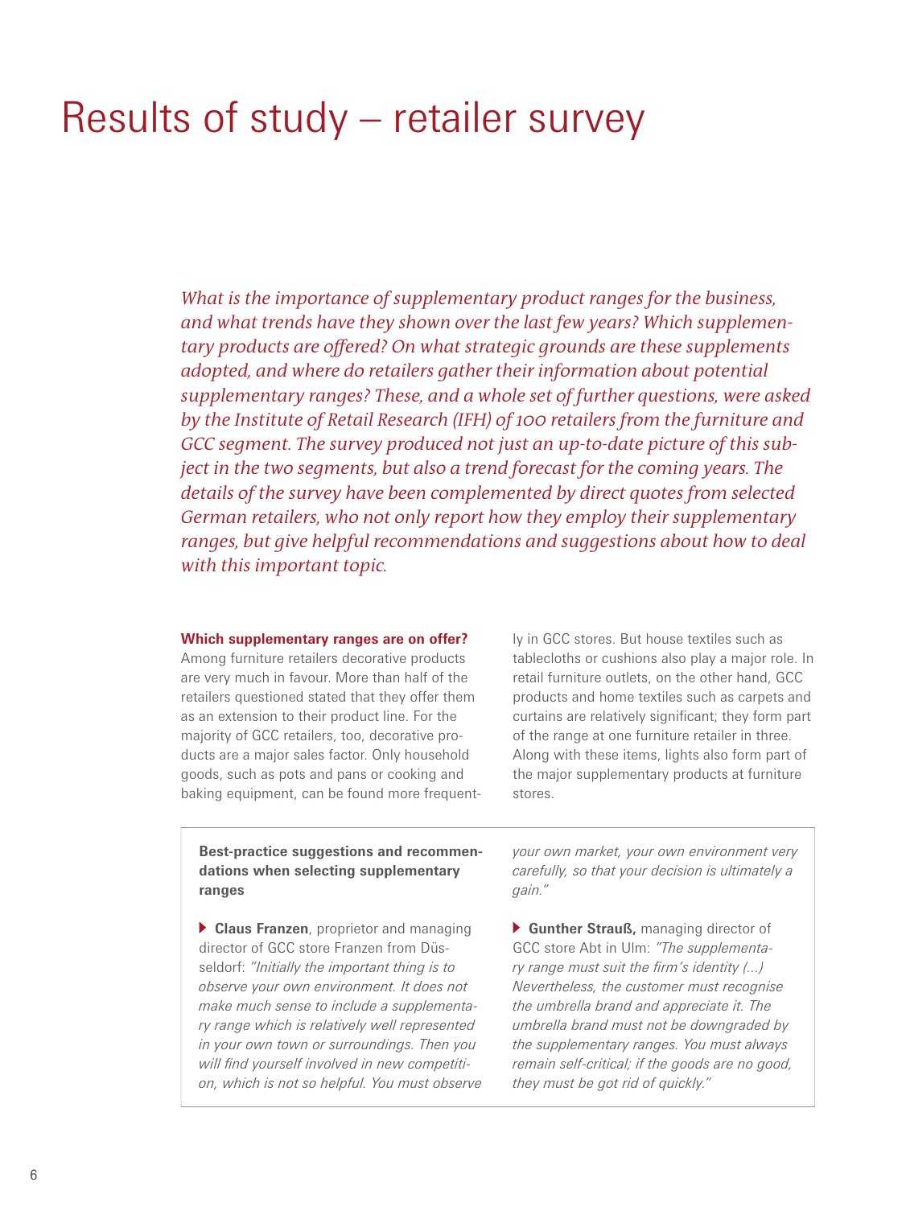# Results of study – retailer survey

*What is the importance of supplementary product ranges for the business, and what trends have they shown over the last few years? Which supplementary products are offered? On what strategic grounds are these supplements adopted, and where do retailers gather their information about potential supplementary ranges? These, and a whole set of further questions, were asked by the Institute of Retail Research (IFH) of 100 retailers from the furniture and GCC segment. The survey produced not just an up-to-date picture of this subject in the two segments, but also a trend forecast for the coming years. The details of the survey have been complemented by direct quotes from selected German retailers, who not only report how they employ their supplementary ranges, but give helpful recommendations and suggestions about how to deal with this important topic.*

**Which supplementary ranges are on offer?**
Among furniture retailers decorative products are very much in favour. More than half of the retailers questioned stated that they offer them as an extension to their product line. For the majority of GCC retailers, too, decorative products are a major sales factor. Only household goods, such as pots and pans or cooking and baking equipment, can be found more frequently in GCC stores. But house textiles such as tablecloths or cushions also play a major role. In retail furniture outlets, on the other hand, GCC products and home textiles such as carpets and curtains are relatively significant; they form part of the range at one furniture retailer in three. Along with these items, lights also form part of the major supplementary products at furniture stores.

**Best-practice suggestions and recommendations when selecting supplementary ranges**

▶ **Claus Franzen**, proprietor and managing director of GCC store Franzen from Düsseldorf: *"Initially the important thing is to observe your own environment. It does not make much sense to include a supplementary range which is relatively well represented in your own town or surroundings. Then you will find yourself involved in new competition, which is not so helpful. You must observe your own market, your own environment very carefully, so that your decision is ultimately a gain."*

▶ **Gunther Strauß,** managing director of GCC store Abt in Ulm: *"The supplementary range must suit the firm's identity (...) Nevertheless, the customer must recognise the umbrella brand and appreciate it. The umbrella brand must not be downgraded by the supplementary ranges. You must always remain self-critical; if the goods are no good, they must be got rid of quickly."*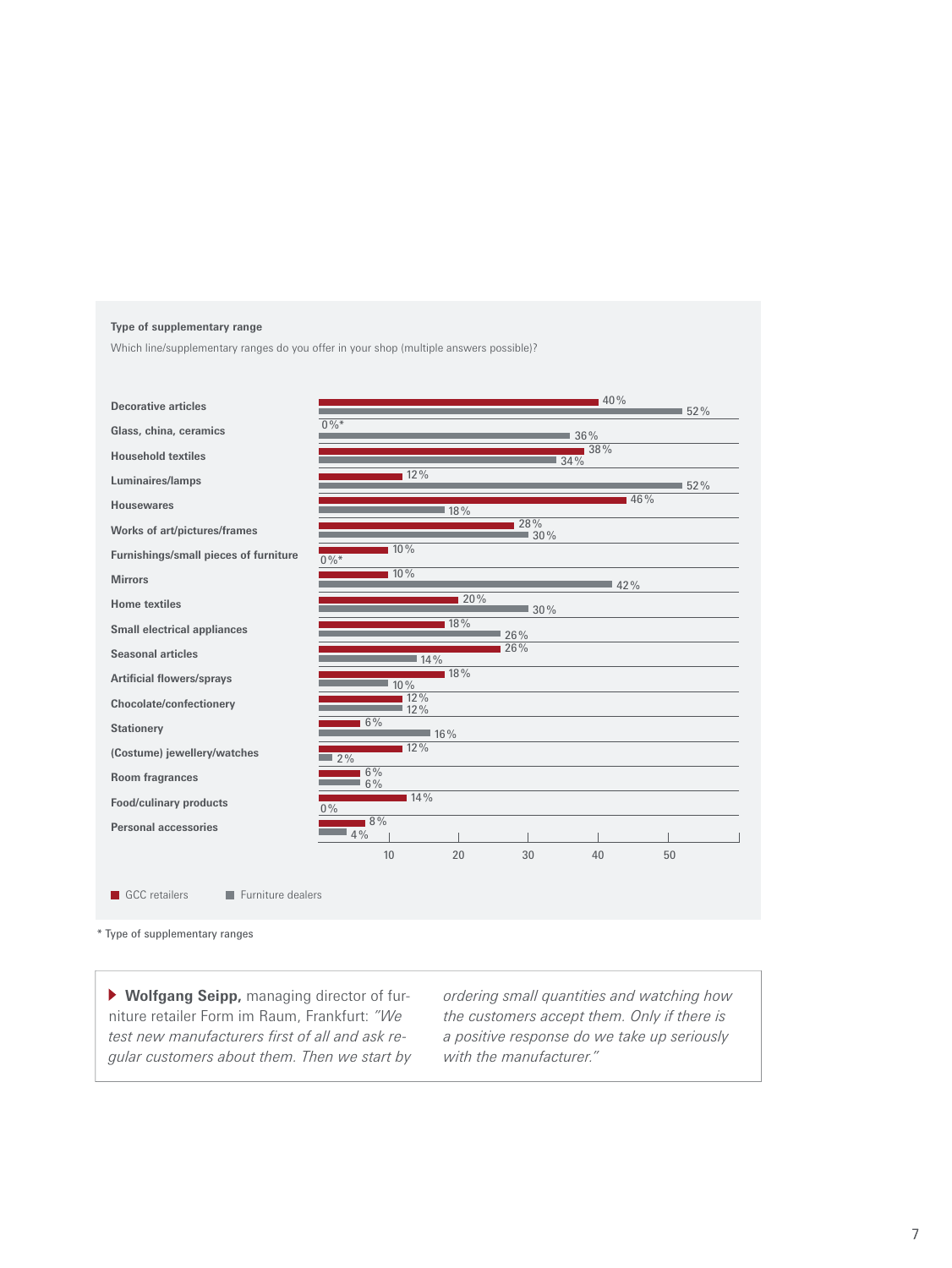**Type of supplementary range**

Which line/supplementary ranges do you offer in your shop (multiple answers possible)?

| Range | GCC retailers | Furniture dealers |
| --- | --- | --- |
| Decorative articles | 40% | 52% |
| Glass, china, ceramics | 0%* | 36% |
| Household textiles | 38% | 34% |
| Luminaires/lamps | 12% | 52% |
| Housewares | 46% | 18% |
| Works of art/pictures/frames | 28% | 30% |
| Furnishings/small pieces of furniture | 10% | 0%* |
| Mirrors | 10% | 42% |
| Home textiles | 20% | 30% |
| Small electrical appliances | 18% | 26% |
| Seasonal articles | 26% | 14% |
| Artificial flowers/sprays | 18% | 10% |
| Chocolate/confectionery | 12% | 12% |
| Stationery | 6% | 16% |
| (Costume) jewellery/watches | 12% | 2% |
| Room fragrances | 6% | 6% |
| Food/culinary products | 14% | 0% |
| Personal accessories | 8% | 4% |

\* Type of supplementary ranges

▶ **Wolfgang Seipp,** managing director of furniture retailer Form im Raum, Frankfurt: *"We test new manufacturers first of all and ask regular customers about them. Then we start by ordering small quantities and watching how the customers accept them. Only if there is a positive response do we take up seriously with the manufacturer."*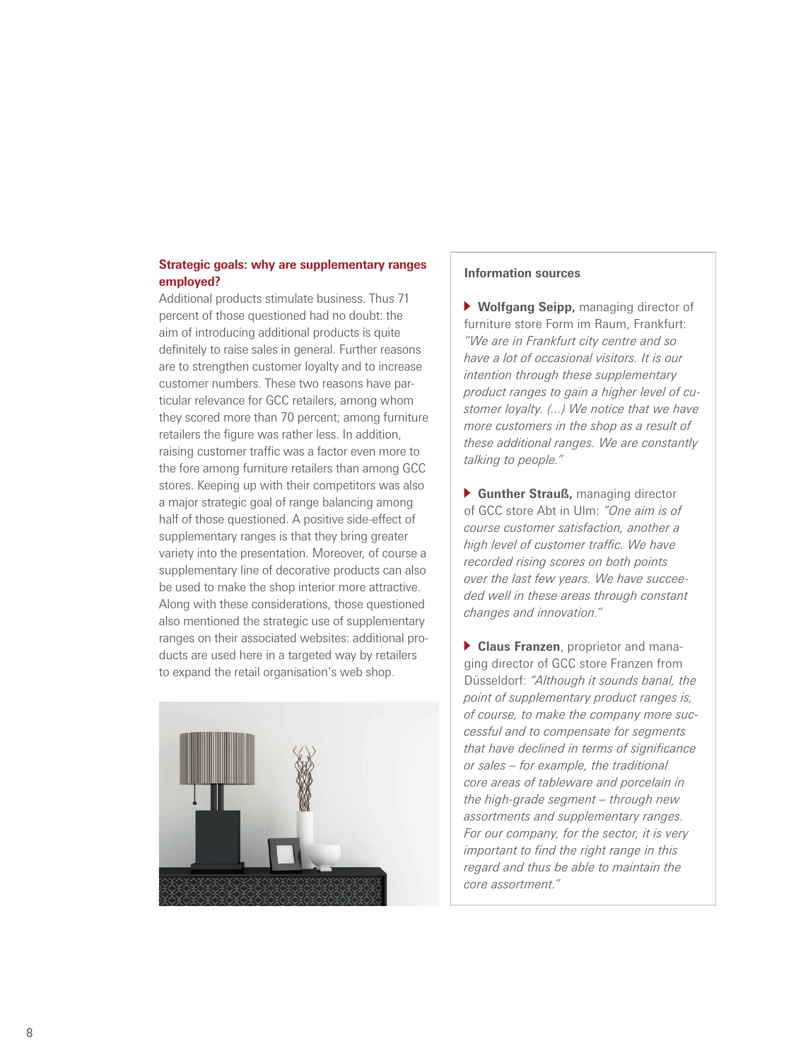### Strategic goals: why are supplementary ranges employed?

Additional products stimulate business. Thus 71 percent of those questioned had no doubt: the aim of introducing additional products is quite definitely to raise sales in general. Further reasons are to strengthen customer loyalty and to increase customer numbers. These two reasons have particular relevance for GCC retailers, among whom they scored more than 70 percent; among furniture retailers the figure was rather less. In addition, raising customer traffic was a factor even more to the fore among furniture retailers than among GCC stores. Keeping up with their competitors was also a major strategic goal of range balancing among half of those questioned. A positive side-effect of supplementary ranges is that they bring greater variety into the presentation. Moreover, of course a supplementary line of decorative products can also be used to make the shop interior more attractive. Along with these considerations, those questioned also mentioned the strategic use of supplementary ranges on their associated websites: additional products are used here in a targeted way by retailers to expand the retail organisation's web shop.

**Information sources**

- **Wolfgang Seipp,** managing director of furniture store Form im Raum, Frankfurt: *"We are in Frankfurt city centre and so have a lot of occasional visitors. It is our intention through these supplementary product ranges to gain a higher level of customer loyalty. (...) We notice that we have more customers in the shop as a result of these additional ranges. We are constantly talking to people."*

- **Gunther Strauß,** managing director of GCC store Abt in Ulm: *"One aim is of course customer satisfaction, another a high level of customer traffic. We have recorded rising scores on both points over the last few years. We have succeeded well in these areas through constant changes and innovation."*

- **Claus Franzen**, proprietor and managing director of GCC store Franzen from Düsseldorf: *"Although it sounds banal, the point of supplementary product ranges is, of course, to make the company more successful and to compensate for segments that have declined in terms of significance or sales – for example, the traditional core areas of tableware and porcelain in the high-grade segment – through new assortments and supplementary ranges. For our company, for the sector, it is very important to find the right range in this regard and thus be able to maintain the core assortment."*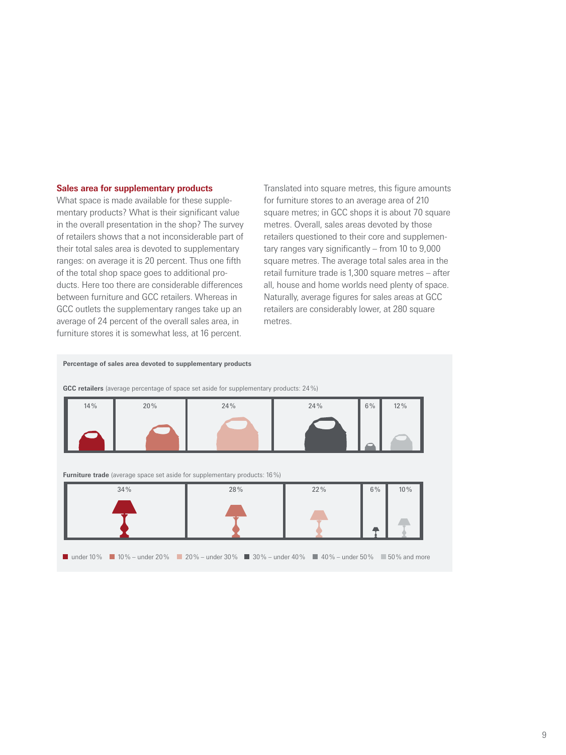## Sales area for supplementary products

What space is made available for these supplementary products? What is their significant value in the overall presentation in the shop? The survey of retailers shows that a not inconsiderable part of their total sales area is devoted to supplementary ranges: on average it is 20 percent. Thus one fifth of the total shop space goes to additional products. Here too there are considerable differences between furniture and GCC retailers. Whereas in GCC outlets the supplementary ranges take up an average of 24 percent of the overall sales area, in furniture stores it is somewhat less, at 16 percent.

Translated into square metres, this figure amounts for furniture stores to an average area of 210 square metres; in GCC shops it is about 70 square metres. Overall, sales areas devoted by those retailers questioned to their core and supplementary ranges vary significantly – from 10 to 9,000 square metres. The average total sales area in the retail furniture trade is 1,300 square metres – after all, house and home worlds need plenty of space. Naturally, average figures for sales areas at GCC retailers are considerably lower, at 280 square metres.

**Percentage of sales area devoted to supplementary products**

**GCC retailers** (average percentage of space set aside for supplementary products: 24 %)

| under 10 % | 10 % – under 20 % | 20 % – under 30 % | 30 % – under 40 % | 40 % – under 50 % | 50 % and more |
|---|---|---|---|---|---|
| 14 % | 20 % | 24 % | 24 % | 6 % | 12 % |

**Furniture trade** (average space set aside for supplementary products: 16 %)

| under 10 % | 10 % – under 20 % | 20 % – under 30 % | 30 % – under 40 % | 40 % – under 50 % | 50 % and more |
|---|---|---|---|---|---|
| 34 % | 28 % | 22 % | 6 % | 10 % | |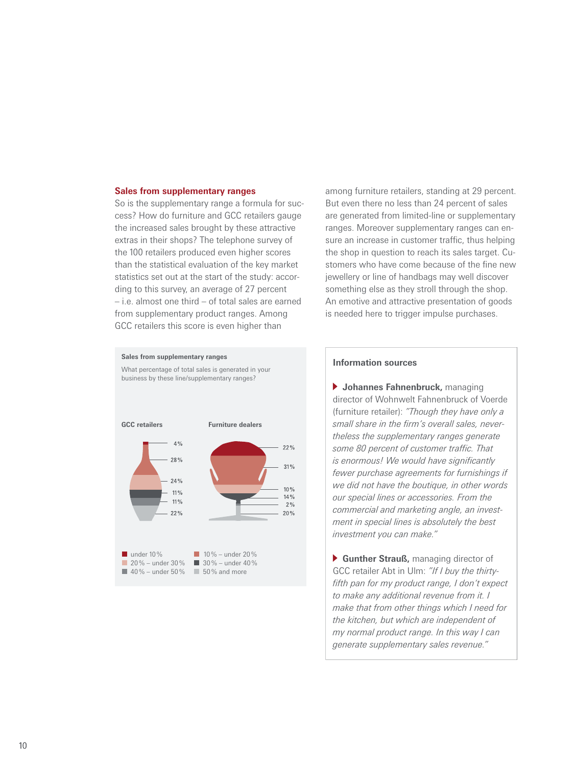## Sales from supplementary ranges

So is the supplementary range a formula for success? How do furniture and GCC retailers gauge the increased sales brought by these attractive extras in their shops? The telephone survey of the 100 retailers produced even higher scores than the statistical evaluation of the key market statistics set out at the start of the study: according to this survey, an average of 27 percent – i.e. almost one third – of total sales are earned from supplementary product ranges. Among GCC retailers this score is even higher than among furniture retailers, standing at 29 percent. But even there no less than 24 percent of sales are generated from limited-line or supplementary ranges. Moreover supplementary ranges can ensure an increase in customer traffic, thus helping the shop in question to reach its sales target. Customers who have come because of the fine new jewellery or line of handbags may well discover something else as they stroll through the shop. An emotive and attractive presentation of goods is needed here to trigger impulse purchases.

**Sales from supplementary ranges**

What percentage of total sales is generated in your business by these line/supplementary ranges?

| | GCC retailers | Furniture dealers |
|---|---|---|
| under 10 % | 4 % | 22 % |
| 10 % – under 20 % | 28 % | 31 % |
| 20 % – under 30 % | 24 % | 10 % |
| 30 % – under 40 % | 11 % | 14 % |
| 40 % – under 50 % | 11 % | 2 % |
| 50 % and more | 22 % | 20 % |

### Information sources

- **Johannes Fahnenbruck,** managing director of Wohnwelt Fahnenbruck of Voerde (furniture retailer): *"Though they have only a small share in the firm's overall sales, nevertheless the supplementary ranges generate some 80 percent of customer traffic. That is enormous! We would have significantly fewer purchase agreements for furnishings if we did not have the boutique, in other words our special lines or accessories. From the commercial and marketing angle, an investment in special lines is absolutely the best investment you can make."*

- **Gunther Strauß,** managing director of GCC retailer Abt in Ulm: *"If I buy the thirty-fifth pan for my product range, I don't expect to make any additional revenue from it. I make that from other things which I need for the kitchen, but which are independent of my normal product range. In this way I can generate supplementary sales revenue."*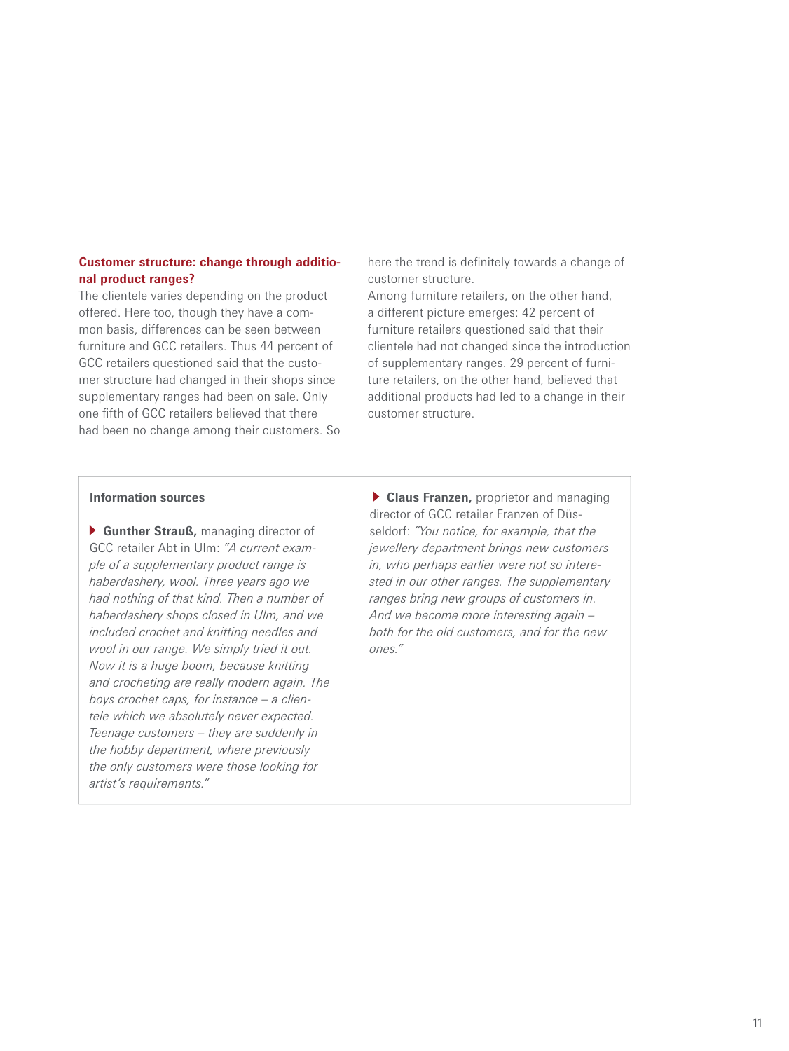## Customer structure: change through additional product ranges?

The clientele varies depending on the product offered. Here too, though they have a common basis, differences can be seen between furniture and GCC retailers. Thus 44 percent of GCC retailers questioned said that the customer structure had changed in their shops since supplementary ranges had been on sale. Only one fifth of GCC retailers believed that there had been no change among their customers. So here the trend is definitely towards a change of customer structure.

Among furniture retailers, on the other hand, a different picture emerges: 42 percent of furniture retailers questioned said that their clientele had not changed since the introduction of supplementary ranges. 29 percent of furniture retailers, on the other hand, believed that additional products had led to a change in their customer structure.

**Information sources**

- **Gunther Strauß,** managing director of GCC retailer Abt in Ulm: *"A current example of a supplementary product range is haberdashery, wool. Three years ago we had nothing of that kind. Then a number of haberdashery shops closed in Ulm, and we included crochet and knitting needles and wool in our range. We simply tried it out. Now it is a huge boom, because knitting and crocheting are really modern again. The boys crochet caps, for instance – a clientele which we absolutely never expected. Teenage customers – they are suddenly in the hobby department, where previously the only customers were those looking for artist's requirements."*

- **Claus Franzen,** proprietor and managing director of GCC retailer Franzen of Düsseldorf: *"You notice, for example, that the jewellery department brings new customers in, who perhaps earlier were not so interested in our other ranges. The supplementary ranges bring new groups of customers in. And we become more interesting again – both for the old customers, and for the new ones."*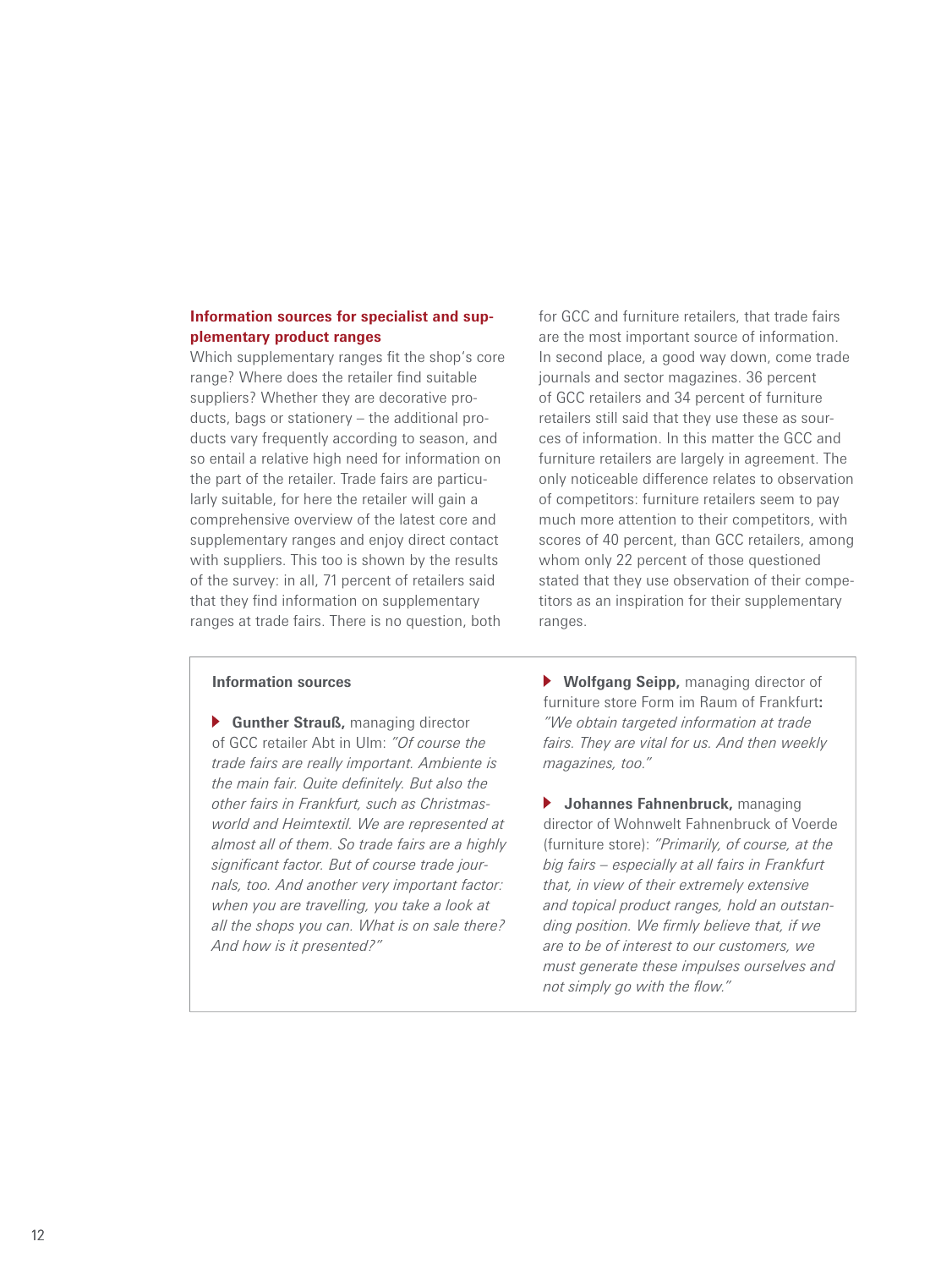### Information sources for specialist and supplementary product ranges

Which supplementary ranges fit the shop's core range? Where does the retailer find suitable suppliers? Whether they are decorative products, bags or stationery – the additional products vary frequently according to season, and so entail a relative high need for information on the part of the retailer. Trade fairs are particularly suitable, for here the retailer will gain a comprehensive overview of the latest core and supplementary ranges and enjoy direct contact with suppliers. This too is shown by the results of the survey: in all, 71 percent of retailers said that they find information on supplementary ranges at trade fairs. There is no question, both for GCC and furniture retailers, that trade fairs are the most important source of information. In second place, a good way down, come trade journals and sector magazines. 36 percent of GCC retailers and 34 percent of furniture retailers still said that they use these as sources of information. In this matter the GCC and furniture retailers are largely in agreement. The only noticeable difference relates to observation of competitors: furniture retailers seem to pay much more attention to their competitors, with scores of 40 percent, than GCC retailers, among whom only 22 percent of those questioned stated that they use observation of their competitors as an inspiration for their supplementary ranges.

**Information sources**

- **Gunther Strauß,** managing director of GCC retailer Abt in Ulm: *"Of course the trade fairs are really important. Ambiente is the main fair. Quite definitely. But also the other fairs in Frankfurt, such as Christmasworld and Heimtextil. We are represented at almost all of them. So trade fairs are a highly significant factor. But of course trade journals, too. And another very important factor: when you are travelling, you take a look at all the shops you can. What is on sale there? And how is it presented?"*

- **Wolfgang Seipp,** managing director of furniture store Form im Raum of Frankfurt**:** *"We obtain targeted information at trade fairs. They are vital for us. And then weekly magazines, too."*

- **Johannes Fahnenbruck,** managing director of Wohnwelt Fahnenbruck of Voerde (furniture store): *"Primarily, of course, at the big fairs – especially at all fairs in Frankfurt that, in view of their extremely extensive and topical product ranges, hold an outstanding position. We firmly believe that, if we are to be of interest to our customers, we must generate these impulses ourselves and not simply go with the flow."*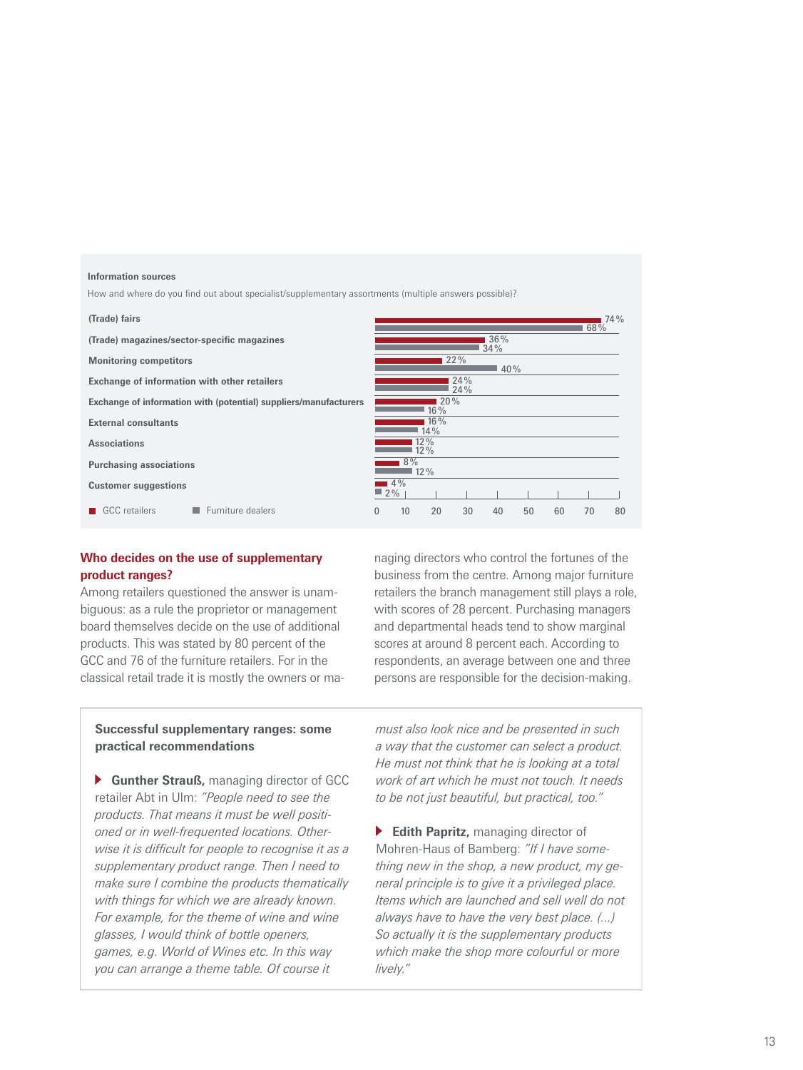**Information sources**

How and where do you find out about specialist/supplementary assortments (multiple answers possible)?

| | GCC retailers | Furniture dealers |
|---|---|---|
| (Trade) fairs | 74 % | 68 % |
| (Trade) magazines/sector-specific magazines | 36 % | 34 % |
| Monitoring competitors | 22 % | 40 % |
| Exchange of information with other retailers | 24 % | 24 % |
| Exchange of information with (potential) suppliers/manufacturers | 20 % | 16 % |
| External consultants | 16 % | 14 % |
| Associations | 12 % | 12 % |
| Purchasing associations | 8 % | 12 % |
| Customer suggestions | 4 % | 2 % |

## Who decides on the use of supplementary product ranges?

Among retailers questioned the answer is unambiguous: as a rule the proprietor or management board themselves decide on the use of additional products. This was stated by 80 percent of the GCC and 76 of the furniture retailers. For in the classical retail trade it is mostly the owners or managing directors who control the fortunes of the business from the centre. Among major furniture retailers the branch management still plays a role, with scores of 28 percent. Purchasing managers and departmental heads tend to show marginal scores at around 8 percent each. According to respondents, an average between one and three persons are responsible for the decision-making.

### Successful supplementary ranges: some practical recommendations

**Gunther Strauß,** managing director of GCC retailer Abt in Ulm: *"People need to see the products. That means it must be well positioned or in well-frequented locations. Otherwise it is difficult for people to recognise it as a supplementary product range. Then I need to make sure I combine the products thematically with things for which we are already known. For example, for the theme of wine and wine glasses, I would think of bottle openers, games, e.g. World of Wines etc. In this way you can arrange a theme table. Of course it must also look nice and be presented in such a way that the customer can select a product. He must not think that he is looking at a total work of art which he must not touch. It needs to be not just beautiful, but practical, too."*

**Edith Papritz,** managing director of Mohren-Haus of Bamberg: *"If I have something new in the shop, a new product, my general principle is to give it a privileged place. Items which are launched and sell well do not always have to have the very best place. (...) So actually it is the supplementary products which make the shop more colourful or more lively."*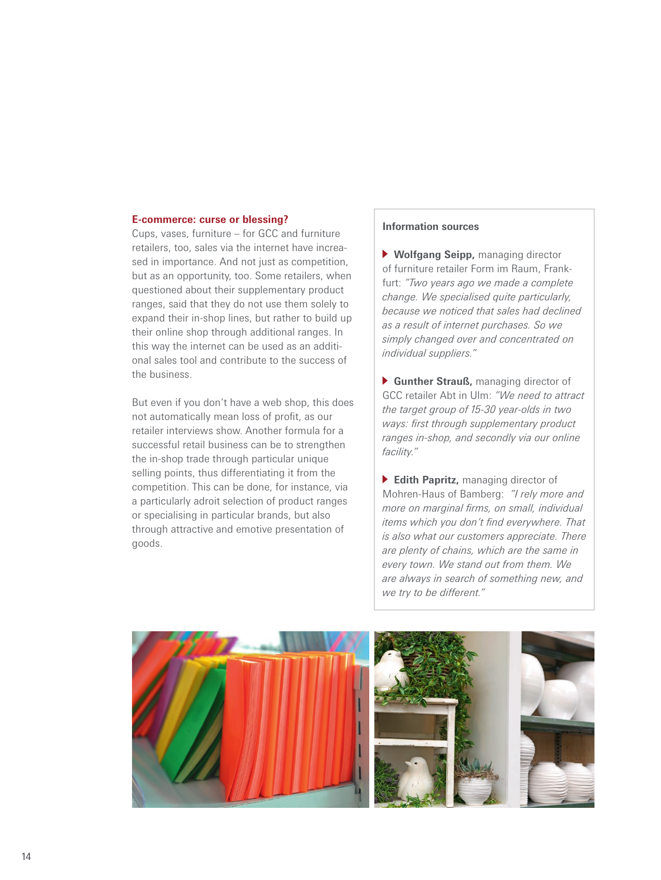### E-commerce: curse or blessing?

Cups, vases, furniture – for GCC and furniture retailers, too, sales via the internet have increased in importance. And not just as competition, but as an opportunity, too. Some retailers, when questioned about their supplementary product ranges, said that they do not use them solely to expand their in-shop lines, but rather to build up their online shop through additional ranges. In this way the internet can be used as an additional sales tool and contribute to the success of the business.

But even if you don't have a web shop, this does not automatically mean loss of profit, as our retailer interviews show. Another formula for a successful retail business can be to strengthen the in-shop trade through particular unique selling points, thus differentiating it from the competition. This can be done, for instance, via a particularly adroit selection of product ranges or specialising in particular brands, but also through attractive and emotive presentation of goods.

### Information sources

- **Wolfgang Seipp,** managing director of furniture retailer Form im Raum, Frankfurt: *"Two years ago we made a complete change. We specialised quite particularly, because we noticed that sales had declined as a result of internet purchases. So we simply changed over and concentrated on individual suppliers."*

- **Gunther Strauß,** managing director of GCC retailer Abt in Ulm: *"We need to attract the target group of 15-30 year-olds in two ways: first through supplementary product ranges in-shop, and secondly via our online facility."*

- **Edith Papritz,** managing director of Mohren-Haus of Bamberg: *"I rely more and more on marginal firms, on small, individual items which you don't find everywhere. That is also what our customers appreciate. There are plenty of chains, which are the same in every town. We stand out from them. We are always in search of something new, and we try to be different."*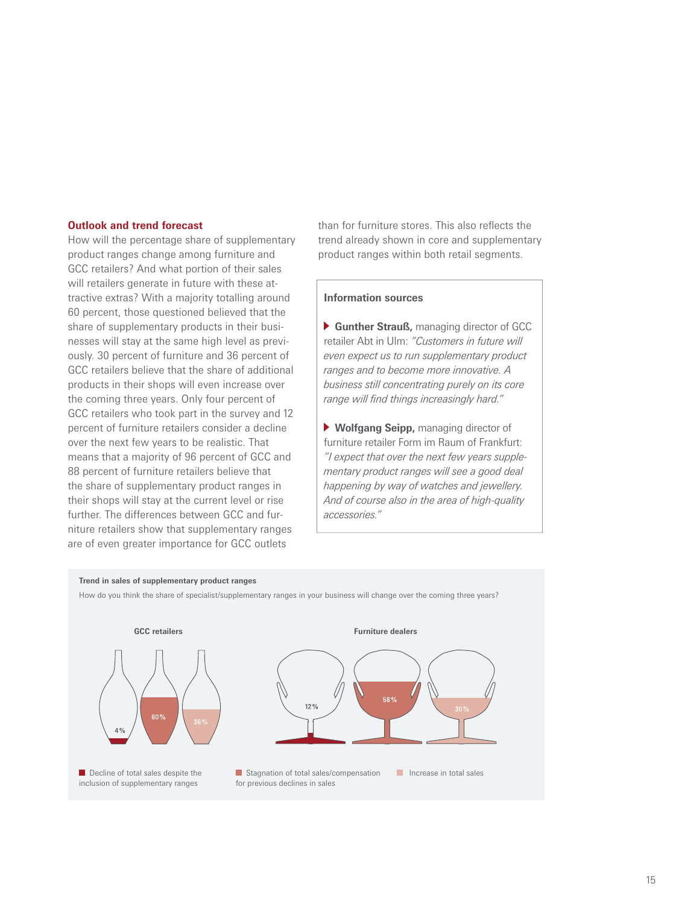### Outlook and trend forecast

How will the percentage share of supplementary product ranges change among furniture and GCC retailers? And what portion of their sales will retailers generate in future with these attractive extras? With a majority totalling around 60 percent, those questioned believed that the share of supplementary products in their businesses will stay at the same high level as previously. 30 percent of furniture and 36 percent of GCC retailers believe that the share of additional products in their shops will even increase over the coming three years. Only four percent of GCC retailers who took part in the survey and 12 percent of furniture retailers consider a decline over the next few years to be realistic. That means that a majority of 96 percent of GCC and 88 percent of furniture retailers believe that the share of supplementary product ranges in their shops will stay at the current level or rise further. The differences between GCC and furniture retailers show that supplementary ranges are of even greater importance for GCC outlets than for furniture stores. This also reflects the trend already shown in core and supplementary product ranges within both retail segments.

> **Information sources**
>
> ▸ **Gunther Strauß,** managing director of GCC retailer Abt in Ulm: *"Customers in future will even expect us to run supplementary product ranges and to become more innovative. A business still concentrating purely on its core range will find things increasingly hard."*
>
> ▸ **Wolfgang Seipp,** managing director of furniture retailer Form im Raum of Frankfurt: *"I expect that over the next few years supplementary product ranges will see a good deal happening by way of watches and jewellery. And of course also in the area of high-quality accessories."*

**Trend in sales of supplementary product ranges**

How do you think the share of specialist/supplementary ranges in your business will change over the coming three years?

| | Decline of total sales despite the inclusion of supplementary ranges | Stagnation of total sales/compensation for previous declines in sales | Increase in total sales |
|---|---|---|---|
| GCC retailers | 4 % | 60 % | 36 % |
| Furniture dealers | 12 % | 58 % | 30 % |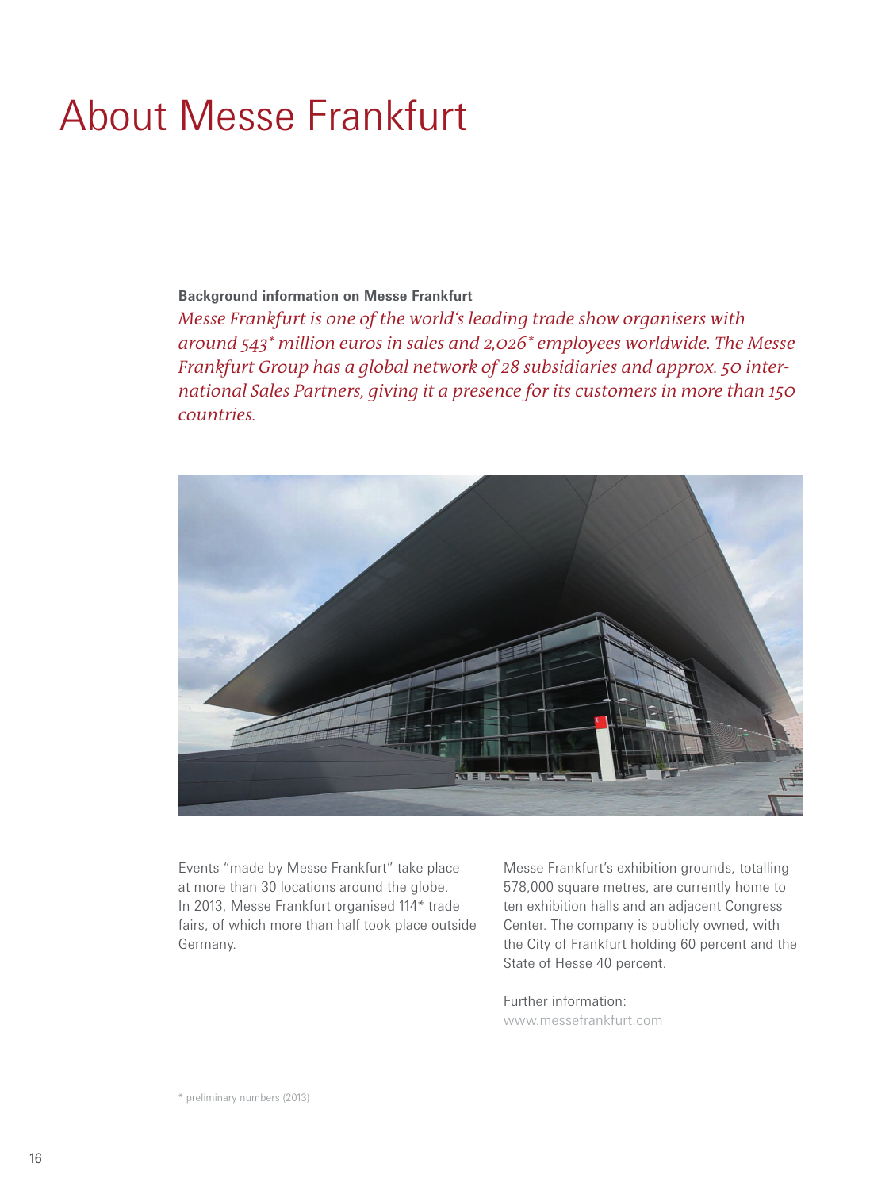# About Messe Frankfurt

**Background information on Messe Frankfurt**

*Messe Frankfurt is one of the world's leading trade show organisers with around 543* million euros in sales and 2,026* employees worldwide. The Messe Frankfurt Group has a global network of 28 subsidiaries and approx. 50 international Sales Partners, giving it a presence for its customers in more than 150 countries.*

Events "made by Messe Frankfurt" take place at more than 30 locations around the globe. In 2013, Messe Frankfurt organised 114* trade fairs, of which more than half took place outside Germany.

Messe Frankfurt's exhibition grounds, totalling 578,000 square metres, are currently home to ten exhibition halls and an adjacent Congress Center. The company is publicly owned, with the City of Frankfurt holding 60 percent and the State of Hesse 40 percent.

Further information:
www.messefrankfurt.com

\* preliminary numbers (2013)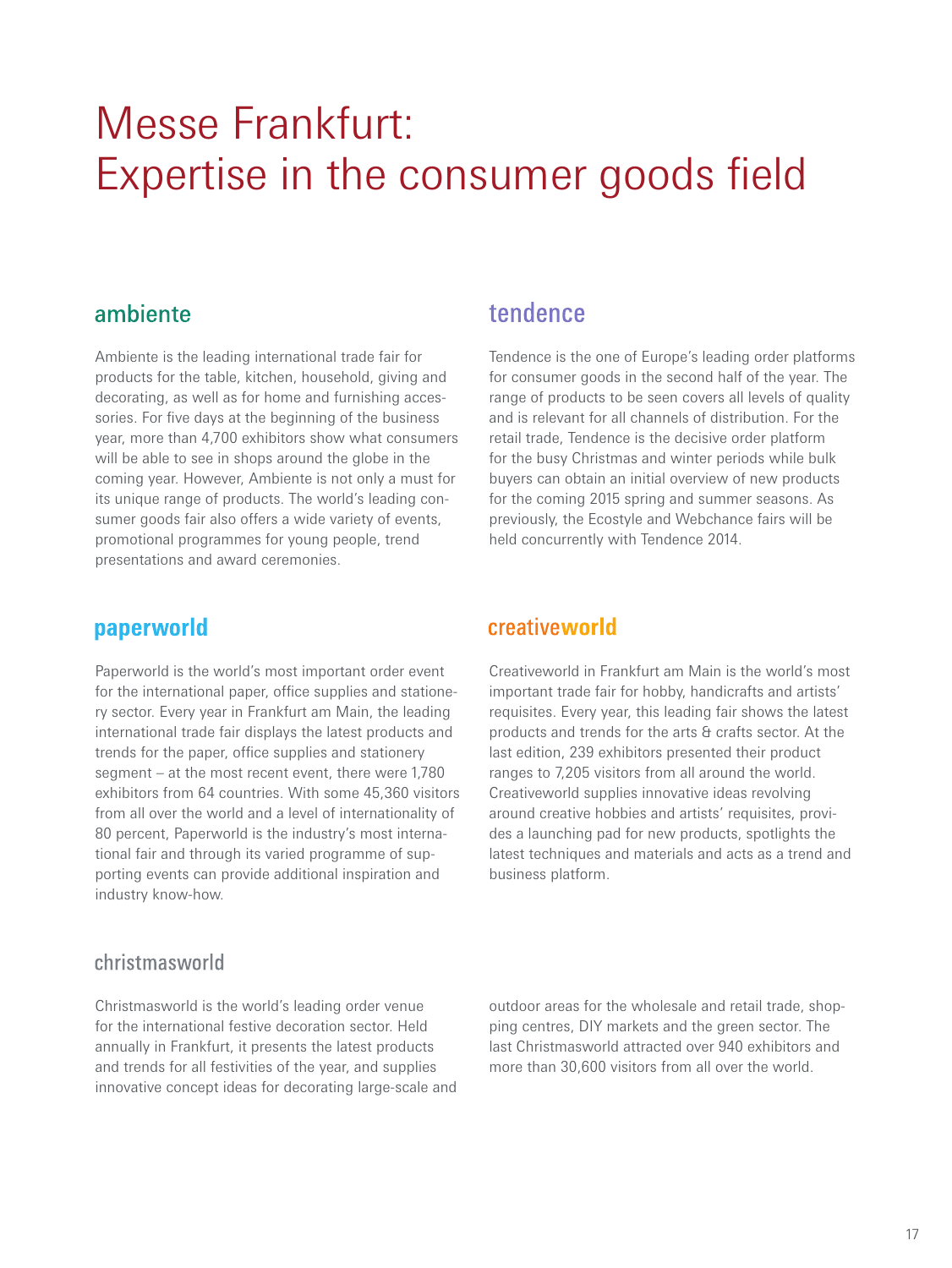# Messe Frankfurt: Expertise in the consumer goods field

## ambiente

Ambiente is the leading international trade fair for products for the table, kitchen, household, giving and decorating, as well as for home and furnishing accessories. For five days at the beginning of the business year, more than 4,700 exhibitors show what consumers will be able to see in shops around the globe in the coming year. However, Ambiente is not only a must for its unique range of products. The world's leading consumer goods fair also offers a wide variety of events, promotional programmes for young people, trend presentations and award ceremonies.

## tendence

Tendence is the one of Europe's leading order platforms for consumer goods in the second half of the year. The range of products to be seen covers all levels of quality and is relevant for all channels of distribution. For the retail trade, Tendence is the decisive order platform for the busy Christmas and winter periods while bulk buyers can obtain an initial overview of new products for the coming 2015 spring and summer seasons. As previously, the Ecostyle and Webchance fairs will be held concurrently with Tendence 2014.

## paperworld

Paperworld is the world's most important order event for the international paper, office supplies and stationery sector. Every year in Frankfurt am Main, the leading international trade fair displays the latest products and trends for the paper, office supplies and stationery segment – at the most recent event, there were 1,780 exhibitors from 64 countries. With some 45,360 visitors from all over the world and a level of internationality of 80 percent, Paperworld is the industry's most international fair and through its varied programme of supporting events can provide additional inspiration and industry know-how.

## creativeworld

Creativeworld in Frankfurt am Main is the world's most important trade fair for hobby, handicrafts and artists' requisites. Every year, this leading fair shows the latest products and trends for the arts & crafts sector. At the last edition, 239 exhibitors presented their product ranges to 7,205 visitors from all around the world. Creativeworld supplies innovative ideas revolving around creative hobbies and artists' requisites, provides a launching pad for new products, spotlights the latest techniques and materials and acts as a trend and business platform.

## christmasworld

Christmasworld is the world's leading order venue for the international festive decoration sector. Held annually in Frankfurt, it presents the latest products and trends for all festivities of the year, and supplies innovative concept ideas for decorating large-scale and outdoor areas for the wholesale and retail trade, shopping centres, DIY markets and the green sector. The last Christmasworld attracted over 940 exhibitors and more than 30,600 visitors from all over the world.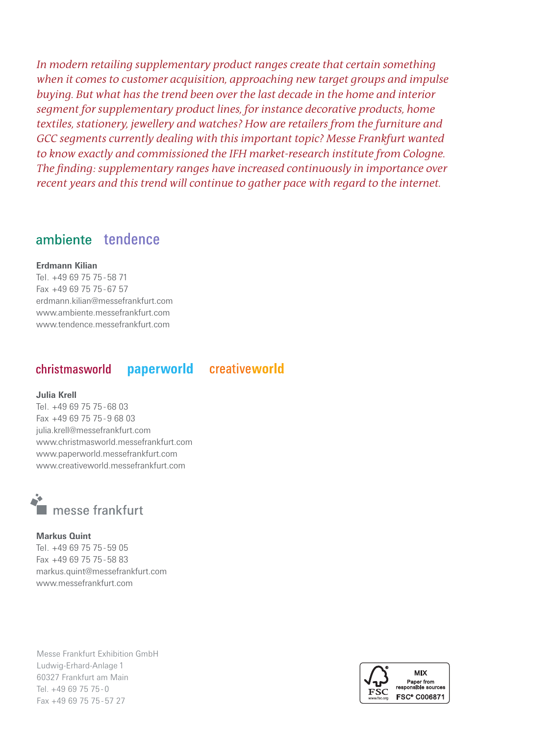*In modern retailing supplementary product ranges create that certain something when it comes to customer acquisition, approaching new target groups and impulse buying. But what has the trend been over the last decade in the home and interior segment for supplementary product lines, for instance decorative products, home textiles, stationery, jewellery and watches? How are retailers from the furniture and GCC segments currently dealing with this important topic? Messe Frankfurt wanted to know exactly and commissioned the IFH market-research institute from Cologne. The finding: supplementary ranges have increased continuously in importance over recent years and this trend will continue to gather pace with regard to the internet.*

## ambiente tendence

**Erdmann Kilian**
Tel. +49 69 75 75 - 58 71
Fax +49 69 75 75 - 67 57
erdmann.kilian@messefrankfurt.com
www.ambiente.messefrankfurt.com
www.tendence.messefrankfurt.com

## christmasworld paperworld creativeworld

**Julia Krell**
Tel. +49 69 75 75 - 68 03
Fax +49 69 75 75 - 9 68 03
julia.krell@messefrankfurt.com
www.christmasworld.messefrankfurt.com
www.paperworld.messefrankfurt.com
www.creativeworld.messefrankfurt.com

## messe frankfurt

**Markus Quint**
Tel. +49 69 75 75 - 59 05
Fax +49 69 75 75 - 58 83
markus.quint@messefrankfurt.com
www.messefrankfurt.com

Messe Frankfurt Exhibition GmbH
Ludwig-Erhard-Anlage 1
60327 Frankfurt am Main
Tel. +49 69 75 75 - 0
Fax +49 69 75 75 - 57 27

FSC www.fsc.org
MIX
Paper from responsible sources
FSC® C006871